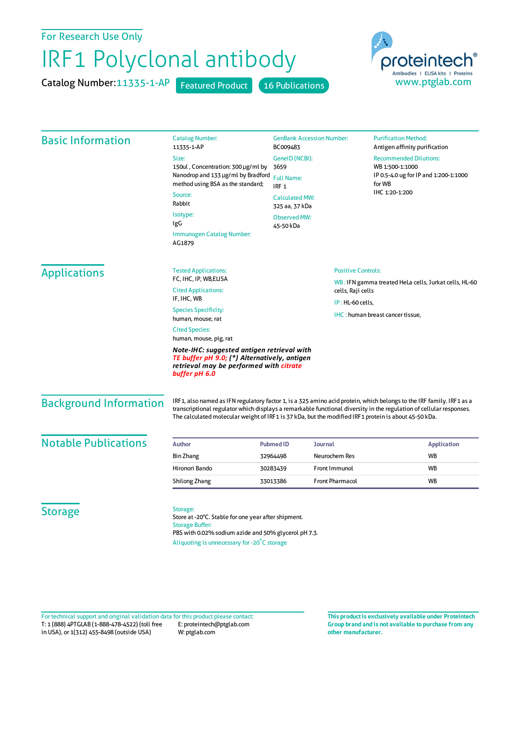For Research Use Only

# IRF1 Polyclonal antibody

Catalog Number: 11335-1-AP  Featured Product  16 Publications

proteintech®
Antibodies | ELISA kits | Proteins
www.ptglab.com

## Basic Information

**Catalog Number:**
11335-1-AP

**Size:**
150ul , Concentration: 300 μg/ml by Nanodrop and 133 μg/ml by Bradford method using BSA as the standard;

**Source:**
Rabbit

**Isotype:**
IgG

**Immunogen Catalog Number:**
AG1879

**GenBank Accession Number:**
BC009483

**GeneID (NCBI):**
3659

**Full Name:**
IRF 1

**Calculated MW:**
325 aa, 37 kDa

**Observed MW:**
45-50 kDa

**Purification Method:**
Antigen affinity purification

**Recommended Dilutions:**
WB 1:500-1:1000
IP 0.5-4.0 ug for IP and 1:200-1:1000 for WB
IHC 1:20-1:200

## Applications

**Tested Applications:**
FC, IHC, IP, WB,ELISA

**Cited Applications:**
IF, IHC, WB

**Species Specificity:**
human, mouse, rat

**Cited Species:**
human, mouse, pig, rat

***Note-IHC: suggested antigen retrieval with TE buffer pH 9.0; (\*) Alternatively, antigen retrieval may be performed with citrate buffer pH 6.0***

**Positive Controls:**

WB : IFN gamma treated HeLa cells, Jurkat cells, HL-60 cells, Raji cells

IP : HL-60 cells,

IHC : human breast cancer tissue,

## Background Information

IRF1, also named as IFN regulatory factor 1, is a 325 amino acid protein, which belongs to the IRF family. IRF1 as a transcriptional regulator which displays a remarkable functional diversity in the regulation of cellular responses. The calculated molecular weight of IRF1 is 37 kDa, but the modified IRF1 protein is about 45-50 kDa.

## Notable Publications

| Author | Pubmed ID | Journal | Application |
|---|---|---|---|
| Bin Zhang | 32964498 | Neurochem Res | WB |
| Hironori Bando | 30283439 | Front Immunol | WB |
| Shilong Zhang | 33013386 | Front Pharmacol | WB |

## Storage

**Storage:**
Store at -20°C. Stable for one year after shipment.

**Storage Buffer:**
PBS with 0.02% sodium azide and 50% glycerol pH 7.3.

Aliquoting is unnecessary for -20°C storage

For technical support and original validation data for this product please contact:
T: 1 (888) 4PTGLAB (1-888-478-4522) (toll free in USA), or 1(312) 455-8498 (outside USA)
E: proteintech@ptglab.com
W: ptglab.com

**This product is exclusively available under Proteintech Group brand and is not available to purchase from any other manufacturer.**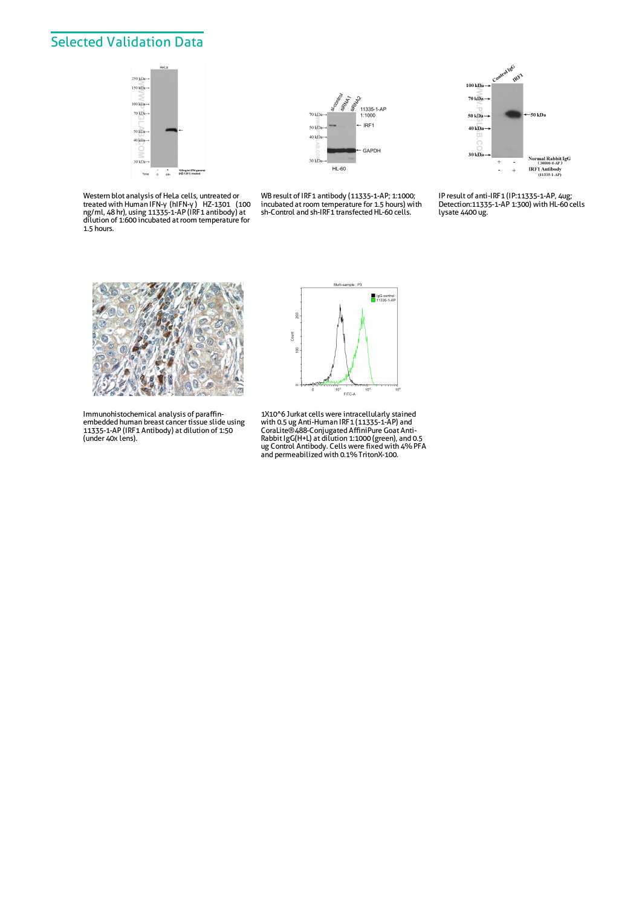## Selected Validation Data

HeLa

250 kDa→
150 kDa→
100 kDa→
70 kDa→
50 kDa→
40 kDa→
30 kDa→

Time 0 48h
100ng/ml IFN gamma (HZ-1301) treated

Western blot analysis of HeLa cells, untreated or treated with Human IFN-γ (hIFN-γ) HZ-1301 (100 ng/mL, 48 hr), using 11335-1-AP (IRF1 antibody) at dilution of 1:600 incubated at room temperature for 1.5 hours.

si-control siRNA1 siRNA2

11335-1-AP 1:1000

70 kDa→
50 kDa→
40 kDa→
30 kDa→

← IRF1
← GAPDH

HL-60

WB result of IRF1 antibody (11335-1-AP; 1:1000; incubated at room temperature for 1.5 hours) with sh-Control and sh-IRF1 transfected HL-60 cells.

Control IgG IRF1

100 kDa→
70 kDa→
50 kDa→
40 kDa→
30 kDa→

←50 kDa

Normal Rabbit IgG (30000-0-AP) + -
IRF1 Antibody (11335-1-AP) - +

IP result of anti-IRF1 (IP:11335-1-AP, 4ug; Detection:11335-1-AP 1:300) with HL-60 cells lysate 4400 ug.

Immunohistochemical analysis of paraffin-embedded human breast cancer tissue slide using 11335-1-AP (IRF1 Antibody) at dilution of 1:50 (under 40x lens).

Multi-sample : P3

IgG control
11335-1-AP

Count
FITC-A

1X10^6 Jurkat cells were intracellularly stained with 0.5 ug Anti-Human IRF1 (11335-1-AP) and CoraLite®488-Conjugated AffiniPure Goat Anti-Rabbit IgG(H+L) at dilution 1:1000 (green), and 0.5 ug Control Antibody. Cells were fixed with 4% PFA and permeabilized with 0.1% TritonX-100.